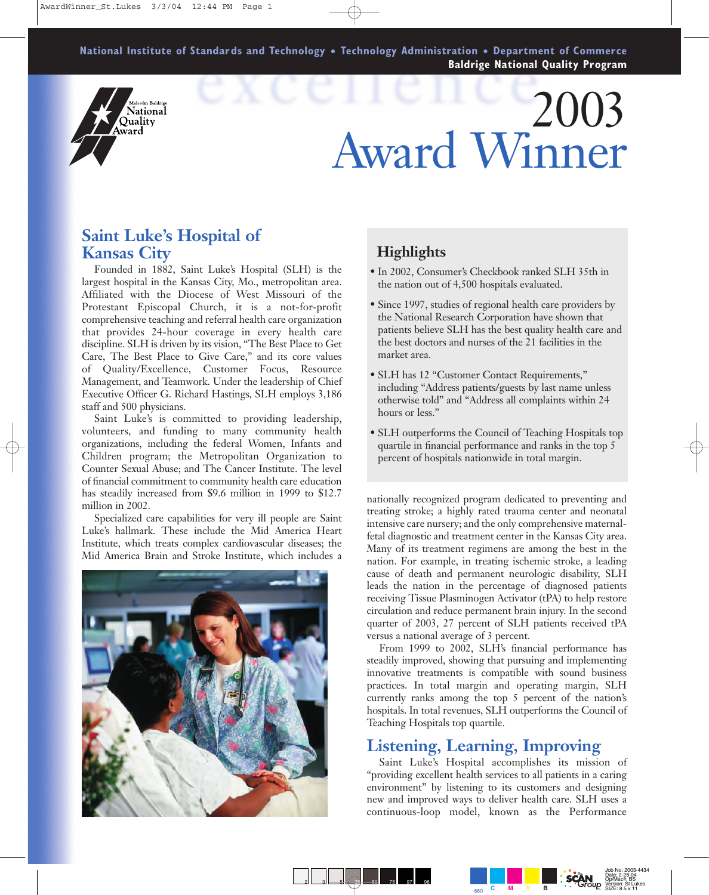National Institute of Standards and Technology • Technology Administration • Department of Commerce
**Baldrige National Quality Program**

Malcolm Baldrige National Quality Award

# 2003 Award Winner

## Saint Luke's Hospital of Kansas City

Founded in 1882, Saint Luke's Hospital (SLH) is the largest hospital in the Kansas City, Mo., metropolitan area. Affiliated with the Diocese of West Missouri of the Protestant Episcopal Church, it is a not-for-profit comprehensive teaching and referral health care organization that provides 24-hour coverage in every health care discipline. SLH is driven by its vision, "The Best Place to Get Care, The Best Place to Give Care," and its core values of Quality/Excellence, Customer Focus, Resource Management, and Teamwork. Under the leadership of Chief Executive Officer G. Richard Hastings, SLH employs 3,186 staff and 500 physicians.

Saint Luke's is committed to providing leadership, volunteers, and funding to many community health organizations, including the federal Women, Infants and Children program; the Metropolitan Organization to Counter Sexual Abuse; and The Cancer Institute. The level of financial commitment to community health care education has steadily increased from $9.6 million in 1999 to $12.7 million in 2002.

Specialized care capabilities for very ill people are Saint Luke's hallmark. These include the Mid America Heart Institute, which treats complex cardiovascular diseases; the Mid America Brain and Stroke Institute, which includes a nationally recognized program dedicated to preventing and treating stroke; a highly rated trauma center and neonatal intensive care nursery; and the only comprehensive maternal-fetal diagnostic and treatment center in the Kansas City area. Many of its treatment regimens are among the best in the nation. For example, in treating ischemic stroke, a leading cause of death and permanent neurologic disability, SLH leads the nation in the percentage of diagnosed patients receiving Tissue Plasminogen Activator (tPA) to help restore circulation and reduce permanent brain injury. In the second quarter of 2003, 27 percent of SLH patients received tPA versus a national average of 3 percent.

From 1999 to 2002, SLH's financial performance has steadily improved, showing that pursuing and implementing innovative treatments is compatible with sound business practices. In total margin and operating margin, SLH currently ranks among the top 5 percent of the nation's hospitals. In total revenues, SLH outperforms the Council of Teaching Hospitals top quartile.

### Highlights

- In 2002, Consumer's Checkbook ranked SLH 35th in the nation out of 4,500 hospitals evaluated.
- Since 1997, studies of regional health care providers by the National Research Corporation have shown that patients believe SLH has the best quality health care and the best doctors and nurses of the 21 facilities in the market area.
- SLH has 12 "Customer Contact Requirements," including "Address patients/guests by last name unless otherwise told" and "Address all complaints within 24 hours or less."
- SLH outperforms the Council of Teaching Hospitals top quartile in financial performance and ranks in the top 5 percent of hospitals nationwide in total margin.

## Listening, Learning, Improving

Saint Luke's Hospital accomplishes its mission of "providing excellent health services to all patients in a caring environment" by listening to its customers and designing new and improved ways to deliver health care. SLH uses a continuous-loop model, known as the Performance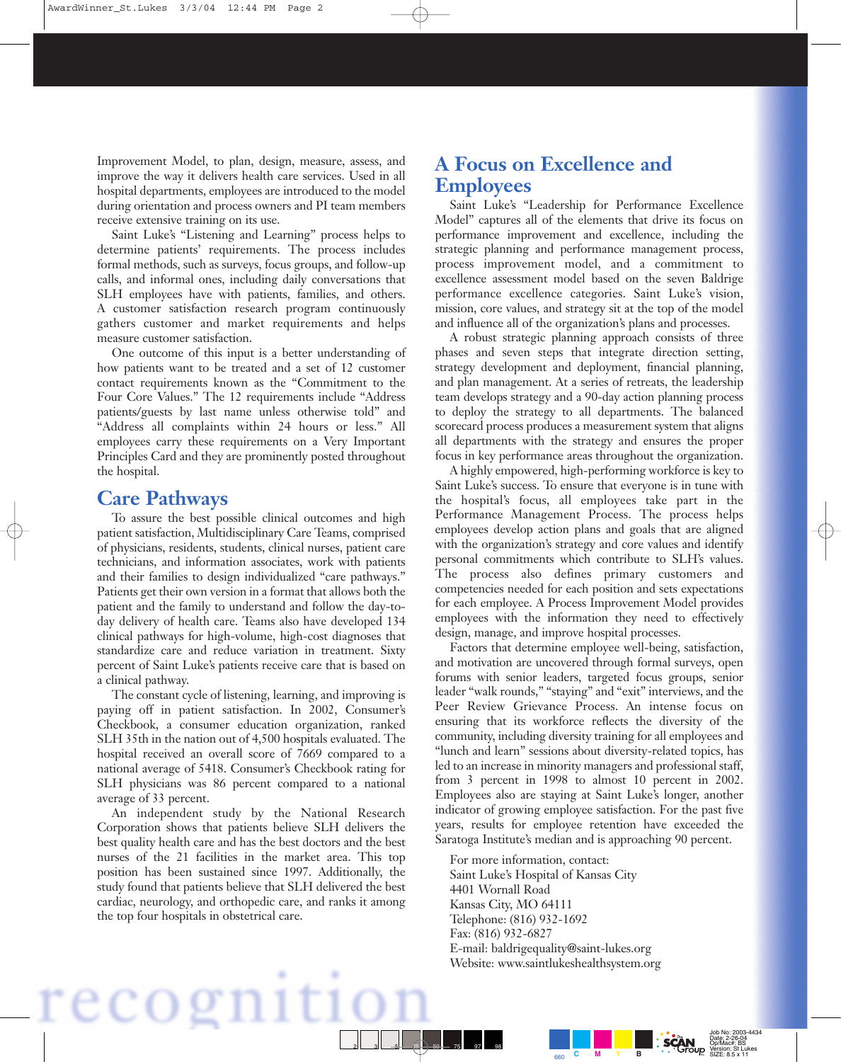Improvement Model, to plan, design, measure, assess, and improve the way it delivers health care services. Used in all hospital departments, employees are introduced to the model during orientation and process owners and PI team members receive extensive training on its use.

Saint Luke's "Listening and Learning" process helps to determine patients' requirements. The process includes formal methods, such as surveys, focus groups, and follow-up calls, and informal ones, including daily conversations that SLH employees have with patients, families, and others. A customer satisfaction research program continuously gathers customer and market requirements and helps measure customer satisfaction.

One outcome of this input is a better understanding of how patients want to be treated and a set of 12 customer contact requirements known as the "Commitment to the Four Core Values." The 12 requirements include "Address patients/guests by last name unless otherwise told" and "Address all complaints within 24 hours or less." All employees carry these requirements on a Very Important Principles Card and they are prominently posted throughout the hospital.

## Care Pathways

To assure the best possible clinical outcomes and high patient satisfaction, Multidisciplinary Care Teams, comprised of physicians, residents, students, clinical nurses, patient care technicians, and information associates, work with patients and their families to design individualized "care pathways." Patients get their own version in a format that allows both the patient and the family to understand and follow the day-to-day delivery of health care. Teams also have developed 134 clinical pathways for high-volume, high-cost diagnoses that standardize care and reduce variation in treatment. Sixty percent of Saint Luke's patients receive care that is based on a clinical pathway.

The constant cycle of listening, learning, and improving is paying off in patient satisfaction. In 2002, Consumer's Checkbook, a consumer education organization, ranked SLH 35th in the nation out of 4,500 hospitals evaluated. The hospital received an overall score of 7669 compared to a national average of 5418. Consumer's Checkbook rating for SLH physicians was 86 percent compared to a national average of 33 percent.

An independent study by the National Research Corporation shows that patients believe SLH delivers the best quality health care and has the best doctors and the best nurses of the 21 facilities in the market area. This top position has been sustained since 1997. Additionally, the study found that patients believe that SLH delivered the best cardiac, neurology, and orthopedic care, and ranks it among the top four hospitals in obstetrical care.

## A Focus on Excellence and Employees

Saint Luke's "Leadership for Performance Excellence Model" captures all of the elements that drive its focus on performance improvement and excellence, including the strategic planning and performance management process, process improvement model, and a commitment to excellence assessment model based on the seven Baldrige performance excellence categories. Saint Luke's vision, mission, core values, and strategy sit at the top of the model and influence all of the organization's plans and processes.

A robust strategic planning approach consists of three phases and seven steps that integrate direction setting, strategy development and deployment, financial planning, and plan management. At a series of retreats, the leadership team develops strategy and a 90-day action planning process to deploy the strategy to all departments. The balanced scorecard process produces a measurement system that aligns all departments with the strategy and ensures the proper focus in key performance areas throughout the organization.

A highly empowered, high-performing workforce is key to Saint Luke's success. To ensure that everyone is in tune with the hospital's focus, all employees take part in the Performance Management Process. The process helps employees develop action plans and goals that are aligned with the organization's strategy and core values and identify personal commitments which contribute to SLH's values. The process also defines primary customers and competencies needed for each position and sets expectations for each employee. A Process Improvement Model provides employees with the information they need to effectively design, manage, and improve hospital processes.

Factors that determine employee well-being, satisfaction, and motivation are uncovered through formal surveys, open forums with senior leaders, targeted focus groups, senior leader "walk rounds," "staying" and "exit" interviews, and the Peer Review Grievance Process. An intense focus on ensuring that its workforce reflects the diversity of the community, including diversity training for all employees and "lunch and learn" sessions about diversity-related topics, has led to an increase in minority managers and professional staff, from 3 percent in 1998 to almost 10 percent in 2002. Employees also are staying at Saint Luke's longer, another indicator of growing employee satisfaction. For the past five years, results for employee retention have exceeded the Saratoga Institute's median and is approaching 90 percent.

For more information, contact:
Saint Luke's Hospital of Kansas City
4401 Wornall Road
Kansas City, MO 64111
Telephone: (816) 932-1692
Fax: (816) 932-6827
E-mail: baldrigequality@saint-lukes.org
Website: www.saintlukeshealthsystem.org

recognition